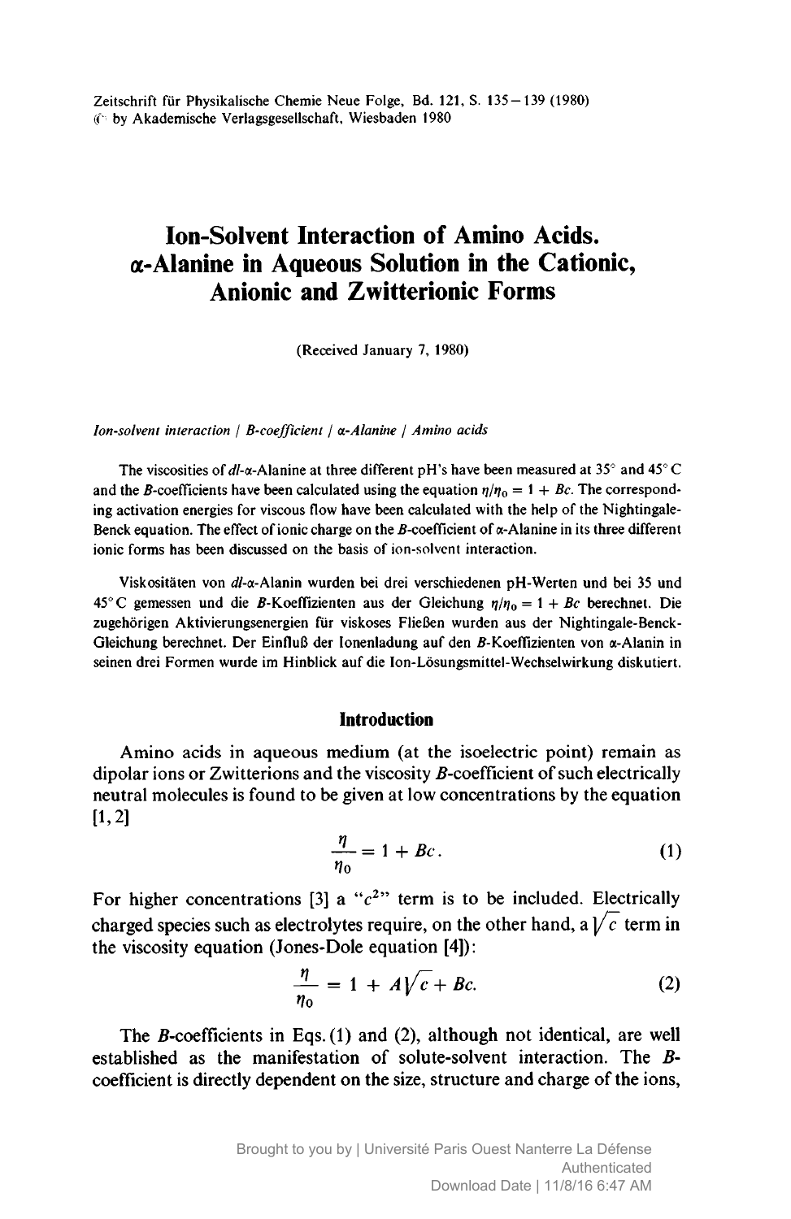# Ion-Solvent Interaction of Amino Acids. α-Alanine in Aqueous Solution in the Cationic, Anionic and Zwitterionic Forms

(Received January 7, 1980)

*Ion-solvent interaction / B-coefficient / α-Alanine / Amino acids*

The viscosities of *dl*-α-Alanine at three different pH's have been measured at 35° and 45° C and the *B*-coefficients have been calculated using the equation $\eta/\eta_0 = 1 + Bc$. The corresponding activation energies for viscous flow have been calculated with the help of the Nightingale-Benck equation. The effect of ionic charge on the *B*-coefficient of α-Alanine in its three different ionic forms has been discussed on the basis of ion-solvent interaction.

Viskositäten von *dl*-α-Alanin wurden bei drei verschiedenen pH-Werten und bei 35 und 45° C gemessen und die *B*-Koeffizienten aus der Gleichung $\eta/\eta_0 = 1 + Bc$ berechnet. Die zugehörigen Aktivierungsenergien für viskoses Fließen wurden aus der Nightingale-Benck-Gleichung berechnet. Der Einfluß der Ionenladung auf den *B*-Koeffizienten von α-Alanin in seinen drei Formen wurde im Hinblick auf die Ion-Lösungsmittel-Wechselwirkung diskutiert.

## Introduction

Amino acids in aqueous medium (at the isoelectric point) remain as dipolar ions or Zwitterions and the viscosity *B*-coefficient of such electrically neutral molecules is found to be given at low concentrations by the equation [1, 2]

$$\frac{\eta}{\eta_0} = 1 + Bc. \tag{1}$$

For higher concentrations [3] a "$c^2$" term is to be included. Electrically charged species such as electrolytes require, on the other hand, a $\sqrt{c}$ term in the viscosity equation (Jones-Dole equation [4]):

$$\frac{\eta}{\eta_0} = 1 + A\sqrt{c} + Bc. \tag{2}$$

The *B*-coefficients in Eqs. (1) and (2), although not identical, are well established as the manifestation of solute-solvent interaction. The *B*-coefficient is directly dependent on the size, structure and charge of the ions,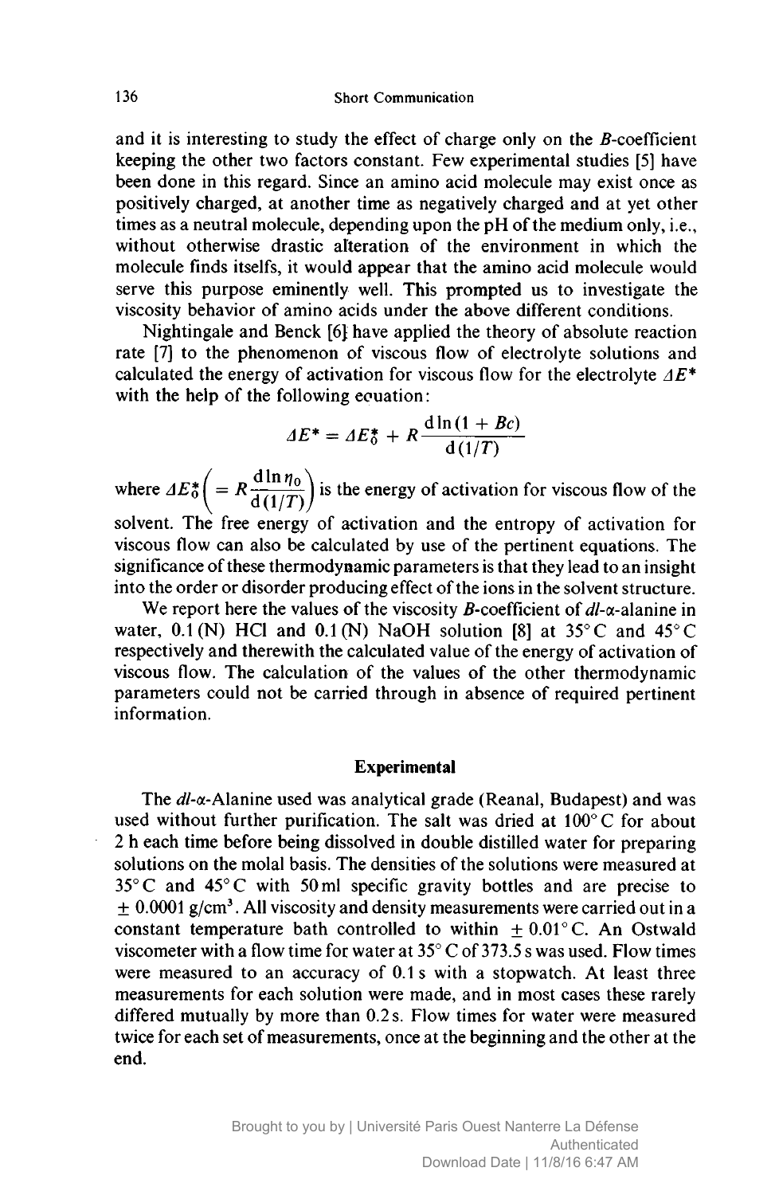and it is interesting to study the effect of charge only on the *B*-coefficient keeping the other two factors constant. Few experimental studies [5] have been done in this regard. Since an amino acid molecule may exist once as positively charged, at another time as negatively charged and at yet other times as a neutral molecule, depending upon the pH of the medium only, i.e., without otherwise drastic alteration of the environment in which the molecule finds itselfs, it would appear that the amino acid molecule would serve this purpose eminently well. This prompted us to investigate the viscosity behavior of amino acids under the above different conditions.

Nightingale and Benck [6] have applied the theory of absolute reaction rate [7] to the phenomenon of viscous flow of electrolyte solutions and calculated the energy of activation for viscous flow for the electrolyte $\Delta E^*$ with the help of the following equation:

$$\Delta E^* = \Delta E_0^* + R\frac{\mathrm{d}\ln(1 + Bc)}{\mathrm{d}(1/T)}$$

where $\Delta E_0^* \left( = R\frac{\mathrm{d}\ln\eta_0}{\mathrm{d}(1/T)} \right)$ is the energy of activation for viscous flow of the solvent. The free energy of activation and the entropy of activation for viscous flow can also be calculated by use of the pertinent equations. The significance of these thermodynamic parameters is that they lead to an insight into the order or disorder producing effect of the ions in the solvent structure.

We report here the values of the viscosity *B*-coefficient of *dl*-$\alpha$-alanine in water, 0.1 (N) HCl and 0.1 (N) NaOH solution [8] at 35° C and 45° C respectively and therewith the calculated value of the energy of activation of viscous flow. The calculation of the values of the other thermodynamic parameters could not be carried through in absence of required pertinent information.

## Experimental

The *dl*-$\alpha$-Alanine used was analytical grade (Reanal, Budapest) and was used without further purification. The salt was dried at 100° C for about 2 h each time before being dissolved in double distilled water for preparing solutions on the molal basis. The densities of the solutions were measured at 35° C and 45° C with 50 ml specific gravity bottles and are precise to $\pm$ 0.0001 g/cm$^3$. All viscosity and density measurements were carried out in a constant temperature bath controlled to within $\pm$ 0.01° C. An Ostwald viscometer with a flow time for water at 35° C of 373.5 s was used. Flow times were measured to an accuracy of 0.1 s with a stopwatch. At least three measurements for each solution were made, and in most cases these rarely differed mutually by more than 0.2 s. Flow times for water were measured twice for each set of measurements, once at the beginning and the other at the end.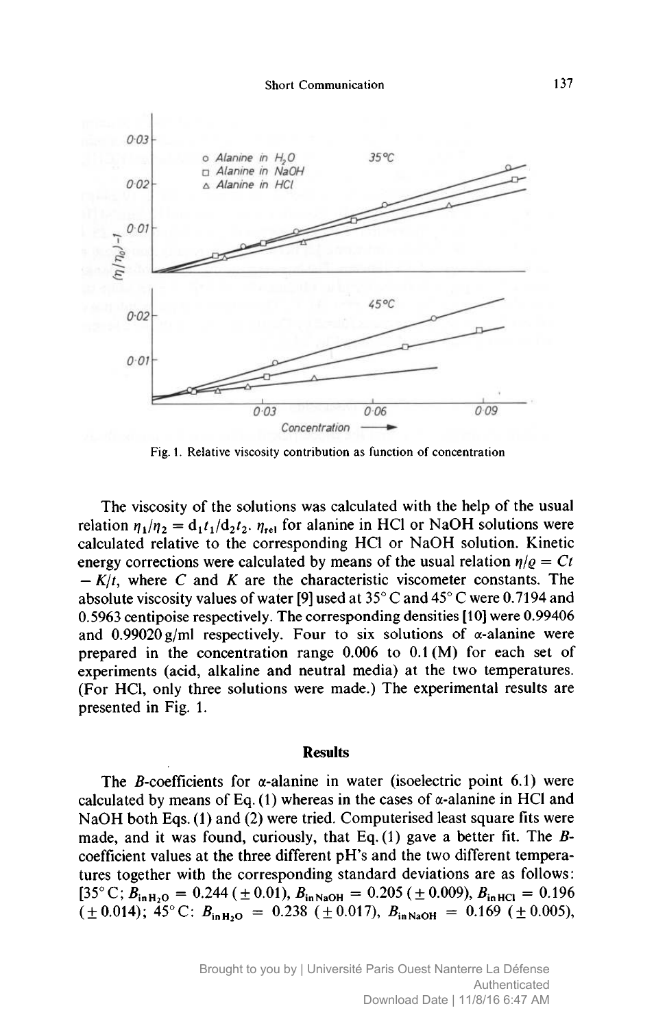Fig. 1. Relative viscosity contribution as function of concentration

The viscosity of the solutions was calculated with the help of the usual relation $\eta_1/\eta_2 = d_1t_1/d_2t_2$. $\eta_{rel}$ for alanine in HCl or NaOH solutions were calculated relative to the corresponding HCl or NaOH solution. Kinetic energy corrections were calculated by means of the usual relation $\eta/\varrho = Ct - K/t$, where $C$ and $K$ are the characteristic viscometer constants. The absolute viscosity values of water [9] used at 35° C and 45° C were 0.7194 and 0.5963 centipoise respectively. The corresponding densities [10] were 0.99406 and 0.99020 g/ml respectively. Four to six solutions of α-alanine were prepared in the concentration range 0.006 to 0.1 (M) for each set of experiments (acid, alkaline and neutral media) at the two temperatures. (For HCl, only three solutions were made.) The experimental results are presented in Fig. 1.

## Results

The *B*-coefficients for α-alanine in water (isoelectric point 6.1) were calculated by means of Eq. (1) whereas in the cases of α-alanine in HCl and NaOH both Eqs. (1) and (2) were tried. Computerised least square fits were made, and it was found, curiously, that Eq. (1) gave a better fit. The *B*-coefficient values at the three different pH's and the two different temperatures together with the corresponding standard deviations are as follows: [35° C; $B_{\text{in}\,H_2O} = 0.244\ (\pm 0.01)$, $B_{\text{in NaOH}} = 0.205\ (\pm 0.009)$, $B_{\text{in HCl}} = 0.196\ (\pm 0.014)$; 45° C: $B_{\text{in}\,H_2O} = 0.238\ (\pm 0.017)$, $B_{\text{in NaOH}} = 0.169\ (\pm 0.005)$,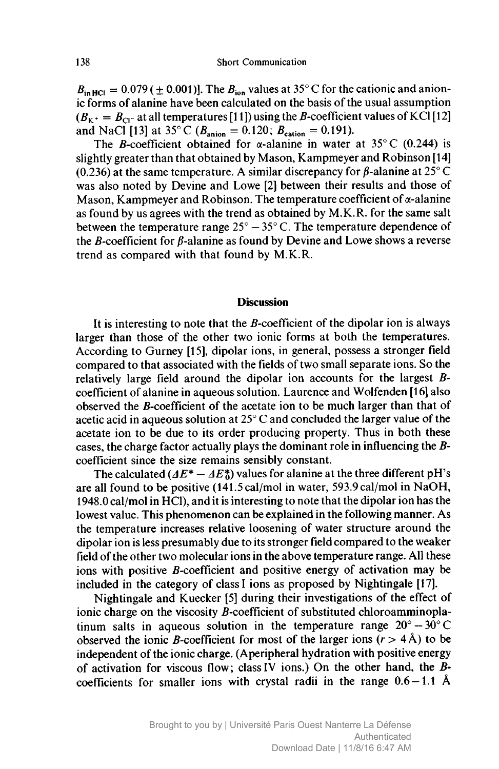$B_{\text{in HCl}} = 0.079\ (\pm 0.001)$]. The $B_{\text{ion}}$ values at 35° C for the cationic and anionic forms of alanine have been calculated on the basis of the usual assumption ($B_{K^+} = B_{Cl^-}$ at all temperatures [11]) using the $B$-coefficient values of KCl [12] and NaCl [13] at 35° C ($B_{\text{anion}} = 0.120$; $B_{\text{cation}} = 0.191$).

The $B$-coefficient obtained for α-alanine in water at 35° C (0.244) is slightly greater than that obtained by Mason, Kampmeyer and Robinson [14] (0.236) at the same temperature. A similar discrepancy for β-alanine at 25° C was also noted by Devine and Lowe [2] between their results and those of Mason, Kampmeyer and Robinson. The temperature coefficient of α-alanine as found by us agrees with the trend as obtained by M.K.R. for the same salt between the temperature range 25° – 35° C. The temperature dependence of the $B$-coefficient for β-alanine as found by Devine and Lowe shows a reverse trend as compared with that found by M.K.R.

## Discussion

It is interesting to note that the $B$-coefficient of the dipolar ion is always larger than those of the other two ionic forms at both the temperatures. According to Gurney [15], dipolar ions, in general, possess a stronger field compared to that associated with the fields of two small separate ions. So the relatively large field around the dipolar ion accounts for the largest $B$-coefficient of alanine in aqueous solution. Laurence and Wolfenden [16] also observed the $B$-coefficient of the acetate ion to be much larger than that of acetic acid in aqueous solution at 25° C and concluded the larger value of the acetate ion to be due to its order producing property. Thus in both these cases, the charge factor actually plays the dominant role in influencing the $B$-coefficient since the size remains sensibly constant.

The calculated ($\Delta E^* - \Delta E_0^*$) values for alanine at the three different pH's are all found to be positive (141.5 cal/mol in water, 593.9 cal/mol in NaOH, 1948.0 cal/mol in HCl), and it is interesting to note that the dipolar ion has the lowest value. This phenomenon can be explained in the following manner. As the temperature increases relative loosening of water structure around the dipolar ion is less presumably due to its stronger field compared to the weaker field of the other two molecular ions in the above temperature range. All these ions with positive $B$-coefficient and positive energy of activation may be included in the category of class I ions as proposed by Nightingale [17].

Nightingale and Kuecker [5] during their investigations of the effect of ionic charge on the viscosity $B$-coefficient of substituted chloroamminoplatinum salts in aqueous solution in the temperature range 20° – 30° C observed the ionic $B$-coefficient for most of the larger ions ($r > 4$ Å) to be independent of the ionic charge. (Aperipheral hydration with positive energy of activation for viscous flow; class IV ions.) On the other hand, the $B$-coefficients for smaller ions with crystal radii in the range 0.6 – 1.1 Å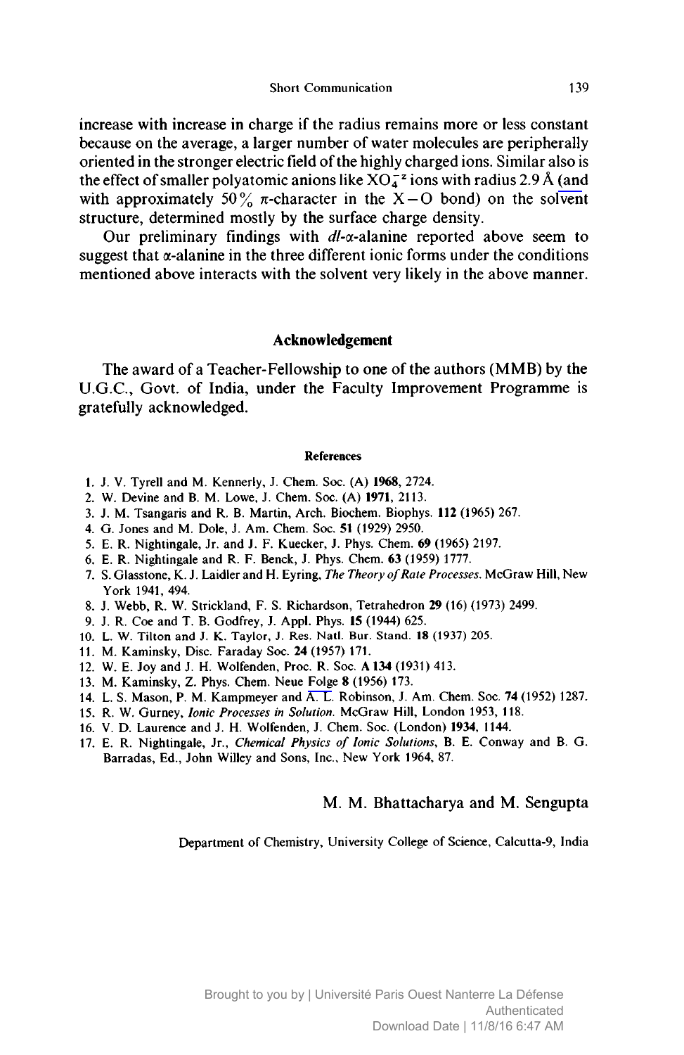increase with increase in charge if the radius remains more or less constant because on the average, a larger number of water molecules are peripherally oriented in the stronger electric field of the highly charged ions. Similar also is the effect of smaller polyatomic anions like $XO_4^{-z}$ ions with radius 2.9 Å (and with approximately 50% π-character in the X–O bond) on the solvent structure, determined mostly by the surface charge density.

Our preliminary findings with *dl*-α-alanine reported above seem to suggest that α-alanine in the three different ionic forms under the conditions mentioned above interacts with the solvent very likely in the above manner.

## Acknowledgement

The award of a Teacher-Fellowship to one of the authors (MMB) by the U.G.C., Govt. of India, under the Faculty Improvement Programme is gratefully acknowledged.

## References

1. J. V. Tyrell and M. Kennerly, J. Chem. Soc. (A) **1968**, 2724.
2. W. Devine and B. M. Lowe, J. Chem. Soc. (A) **1971**, 2113.
3. J. M. Tsangaris and R. B. Martin, Arch. Biochem. Biophys. **112** (1965) 267.
4. G. Jones and M. Dole, J. Am. Chem. Soc. **51** (1929) 2950.
5. E. R. Nightingale, Jr. and J. F. Kuecker, J. Phys. Chem. **69** (1965) 2197.
6. E. R. Nightingale and R. F. Benck, J. Phys. Chem. **63** (1959) 1777.
7. S. Glasstone, K. J. Laidler and H. Eyring, *The Theory of Rate Processes*. McGraw Hill, New York 1941, 494.
8. J. Webb, R. W. Strickland, F. S. Richardson, Tetrahedron **29** (16) (1973) 2499.
9. J. R. Coe and T. B. Godfrey, J. Appl. Phys. **15** (1944) 625.
10. L. W. Tilton and J. K. Taylor, J. Res. Natl. Bur. Stand. **18** (1937) 205.
11. M. Kaminsky, Disc. Faraday Soc. **24** (1957) 171.
12. W. E. Joy and J. H. Wolfenden, Proc. R. Soc. **A 134** (1931) 413.
13. M. Kaminsky, Z. Phys. Chem. Neue Folge **8** (1956) 173.
14. L. S. Mason, P. M. Kampmeyer and A. L. Robinson, J. Am. Chem. Soc. **74** (1952) 1287.
15. R. W. Gurney, *Ionic Processes in Solution*. McGraw Hill, London 1953, 118.
16. V. D. Laurence and J. H. Wolfenden, J. Chem. Soc. (London) **1934**, 1144.
17. E. R. Nightingale, Jr., *Chemical Physics of Ionic Solutions*, B. E. Conway and B. G. Barradas, Ed., John Willey and Sons, Inc., New York 1964, 87.

M. M. Bhattacharya and M. Sengupta

Department of Chemistry, University College of Science, Calcutta-9, India